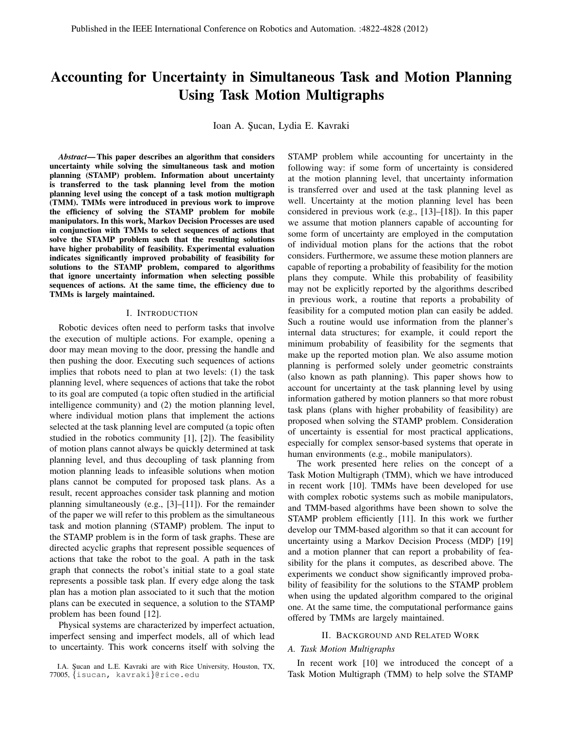Published in the IEEE International Conference on Robotics and Automation. :4822-4828 (2012)

# Accounting for Uncertainty in Simultaneous Task and Motion Planning Using Task Motion Multigraphs

Ioan A. Şucan, Lydia E. Kavraki

***Abstract*— This paper describes an algorithm that considers uncertainty while solving the simultaneous task and motion planning (STAMP) problem. Information about uncertainty is transferred to the task planning level from the motion planning level using the concept of a task motion multigraph (TMM). TMMs were introduced in previous work to improve the efficiency of solving the STAMP problem for mobile manipulators. In this work, Markov Decision Processes are used in conjunction with TMMs to select sequences of actions that solve the STAMP problem such that the resulting solutions have higher probability of feasibility. Experimental evaluation indicates significantly improved probability of feasibility for solutions to the STAMP problem, compared to algorithms that ignore uncertainty information when selecting possible sequences of actions. At the same time, the efficiency due to TMMs is largely maintained.**

## I. Introduction

Robotic devices often need to perform tasks that involve the execution of multiple actions. For example, opening a door may mean moving to the door, pressing the handle and then pushing the door. Executing such sequences of actions implies that robots need to plan at two levels: (1) the task planning level, where sequences of actions that take the robot to its goal are computed (a topic often studied in the artificial intelligence community) and (2) the motion planning level, where individual motion plans that implement the actions selected at the task planning level are computed (a topic often studied in the robotics community [1], [2]). The feasibility of motion plans cannot always be quickly determined at task planning level, and thus decoupling of task planning from motion planning leads to infeasible solutions when motion plans cannot be computed for proposed task plans. As a result, recent approaches consider task planning and motion planning simultaneously (e.g., [3]–[11]). For the remainder of the paper we will refer to this problem as the simultaneous task and motion planning (STAMP) problem. The input to the STAMP problem is in the form of task graphs. These are directed acyclic graphs that represent possible sequences of actions that take the robot to the goal. A path in the task graph that connects the robot's initial state to a goal state represents a possible task plan. If every edge along the task plan has a motion plan associated to it such that the motion plans can be executed in sequence, a solution to the STAMP problem has been found [12].

Physical systems are characterized by imperfect actuation, imperfect sensing and imperfect models, all of which lead to uncertainty. This work concerns itself with solving the STAMP problem while accounting for uncertainty in the following way: if some form of uncertainty is considered at the motion planning level, that uncertainty information is transferred over and used at the task planning level as well. Uncertainty at the motion planning level has been considered in previous work (e.g., [13]–[18]). In this paper we assume that motion planners capable of accounting for some form of uncertainty are employed in the computation of individual motion plans for the actions that the robot considers. Furthermore, we assume these motion planners are capable of reporting a probability of feasibility for the motion plans they compute. While this probability of feasibility may not be explicitly reported by the algorithms described in previous work, a routine that reports a probability of feasibility for a computed motion plan can easily be added. Such a routine would use information from the planner's internal data structures; for example, it could report the minimum probability of feasibility for the segments that make up the reported motion plan. We also assume motion planning is performed solely under geometric constraints (also known as path planning). This paper shows how to account for uncertainty at the task planning level by using information gathered by motion planners so that more robust task plans (plans with higher probability of feasibility) are proposed when solving the STAMP problem. Consideration of uncertainty is essential for most practical applications, especially for complex sensor-based systems that operate in human environments (e.g., mobile manipulators).

The work presented here relies on the concept of a Task Motion Multigraph (TMM), which we have introduced in recent work [10]. TMMs have been developed for use with complex robotic systems such as mobile manipulators, and TMM-based algorithms have been shown to solve the STAMP problem efficiently [11]. In this work we further develop our TMM-based algorithm so that it can account for uncertainty using a Markov Decision Process (MDP) [19] and a motion planner that can report a probability of feasibility for the plans it computes, as described above. The experiments we conduct show significantly improved probability of feasibility for the solutions to the STAMP problem when using the updated algorithm compared to the original one. At the same time, the computational performance gains offered by TMMs are largely maintained.

## II. Background and Related Work

### A. Task Motion Multigraphs

In recent work [10] we introduced the concept of a Task Motion Multigraph (TMM) to help solve the STAMP

I.A. Şucan and L.E. Kavraki are with Rice University, Houston, TX, 77005, {isucan, kavraki}@rice.edu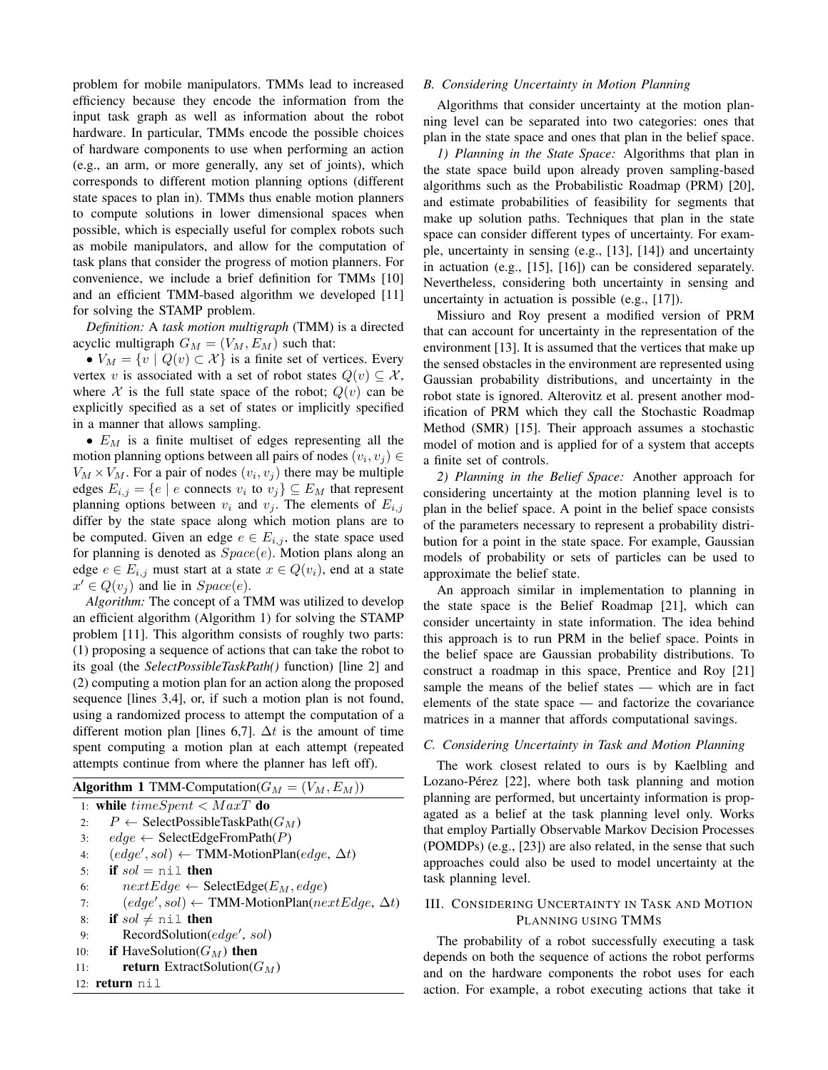problem for mobile manipulators. TMMs lead to increased efficiency because they encode the information from the input task graph as well as information about the robot hardware. In particular, TMMs encode the possible choices of hardware components to use when performing an action (e.g., an arm, or more generally, any set of joints), which corresponds to different motion planning options (different state spaces to plan in). TMMs thus enable motion planners to compute solutions in lower dimensional spaces when possible, which is especially useful for complex robots such as mobile manipulators, and allow for the computation of task plans that consider the progress of motion planners. For convenience, we include a brief definition for TMMs [10] and an efficient TMM-based algorithm we developed [11] for solving the STAMP problem.

*Definition:* A *task motion multigraph* (TMM) is a directed acyclic multigraph $G_M = (V_M, E_M)$ such that:

- $V_M = \{v \mid Q(v) \subset \mathcal{X}\}$ is a finite set of vertices. Every vertex $v$ is associated with a set of robot states $Q(v) \subseteq \mathcal{X}$, where $\mathcal{X}$ is the full state space of the robot; $Q(v)$ can be explicitly specified as a set of states or implicitly specified in a manner that allows sampling.
- $E_M$ is a finite multiset of edges representing all the motion planning options between all pairs of nodes $(v_i, v_j) \in V_M \times V_M$. For a pair of nodes $(v_i, v_j)$ there may be multiple edges $E_{i,j} = \{e \mid e \text{ connects } v_i \text{ to } v_j\} \subseteq E_M$ that represent planning options between $v_i$ and $v_j$. The elements of $E_{i,j}$ differ by the state space along which motion plans are to be computed. Given an edge $e \in E_{i,j}$, the state space used for planning is denoted as $Space(e)$. Motion plans along an edge $e \in E_{i,j}$ must start at a state $x \in Q(v_i)$, end at a state $x' \in Q(v_j)$ and lie in $Space(e)$.

*Algorithm:* The concept of a TMM was utilized to develop an efficient algorithm (Algorithm 1) for solving the STAMP problem [11]. This algorithm consists of roughly two parts: (1) proposing a sequence of actions that can take the robot to its goal (the ***SelectPossibleTaskPath()*** function) [line 2] and (2) computing a motion plan for an action along the proposed sequence [lines 3,4], or, if such a motion plan is not found, using a randomized process to attempt the computation of a different motion plan [lines 6,7]. $\Delta t$ is the amount of time spent computing a motion plan at each attempt (repeated attempts continue from where the planner has left off).

**Algorithm 1** TMM-Computation($G_M = (V_M, E_M)$)

```
1:  while timeSpent < MaxT do
2:      P ← SelectPossibleTaskPath(G_M)
3:      edge ← SelectEdgeFromPath(P)
4:      (edge', sol) ← TMM-MotionPlan(edge, Δt)
5:      if sol = nil then
6:          nextEdge ← SelectEdge(E_M, edge)
7:          (edge', sol) ← TMM-MotionPlan(nextEdge, Δt)
8:      if sol ≠ nil then
9:          RecordSolution(edge', sol)
10:     if HaveSolution(G_M) then
11:         return ExtractSolution(G_M)
12: return nil
```

### B. Considering Uncertainty in Motion Planning

Algorithms that consider uncertainty at the motion planning level can be separated into two categories: ones that plan in the state space and ones that plan in the belief space.

*1) Planning in the State Space:* Algorithms that plan in the state space build upon already proven sampling-based algorithms such as the Probabilistic Roadmap (PRM) [20], and estimate probabilities of feasibility for segments that make up solution paths. Techniques that plan in the state space can consider different types of uncertainty. For example, uncertainty in sensing (e.g., [13], [14]) and uncertainty in actuation (e.g., [15], [16]) can be considered separately. Nevertheless, considering both uncertainty in sensing and uncertainty in actuation is possible (e.g., [17]).

Missiuro and Roy present a modified version of PRM that can account for uncertainty in the representation of the environment [13]. It is assumed that the vertices that make up the sensed obstacles in the environment are represented using Gaussian probability distributions, and uncertainty in the robot state is ignored. Alterovitz et al. present another modification of PRM which they call the Stochastic Roadmap Method (SMR) [15]. Their approach assumes a stochastic model of motion and is applied for of a system that accepts a finite set of controls.

*2) Planning in the Belief Space:* Another approach for considering uncertainty at the motion planning level is to plan in the belief space. A point in the belief space consists of the parameters necessary to represent a probability distribution for a point in the state space. For example, Gaussian models of probability or sets of particles can be used to approximate the belief state.

An approach similar in implementation to planning in the state space is the Belief Roadmap [21], which can consider uncertainty in state information. The idea behind this approach is to run PRM in the belief space. Points in the belief space are Gaussian probability distributions. To construct a roadmap in this space, Prentice and Roy [21] sample the means of the belief states — which are in fact elements of the state space — and factorize the covariance matrices in a manner that affords computational savings.

### C. Considering Uncertainty in Task and Motion Planning

The work closest related to ours is by Kaelbling and Lozano-Peréz [22], where both task planning and motion planning are performed, but uncertainty information is propagated as a belief at the task planning level only. Works that employ Partially Observable Markov Decision Processes (POMDPs) (e.g., [23]) are also related, in the sense that such approaches could also be used to model uncertainty at the task planning level.

## III. Considering Uncertainty in Task and Motion Planning using TMMs

The probability of a robot successfully executing a task depends on both the sequence of actions the robot performs and on the hardware components the robot uses for each action. For example, a robot executing actions that take it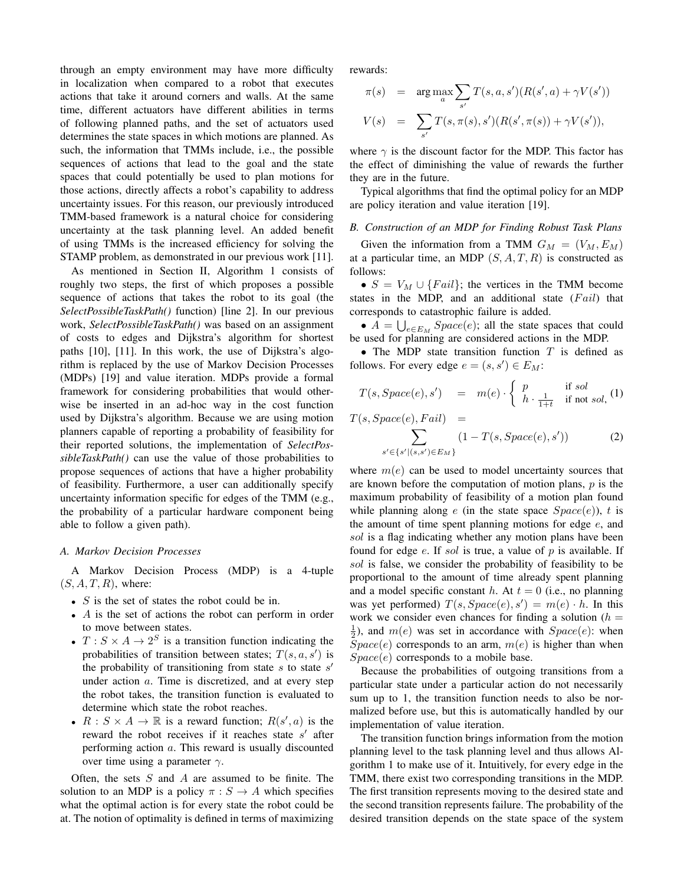through an empty environment may have more difficulty in localization when compared to a robot that executes actions that take it around corners and walls. At the same time, different actuators have different abilities in terms of following planned paths, and the set of actuators used determines the state spaces in which motions are planned. As such, the information that TMMs include, i.e., the possible sequences of actions that lead to the goal and the state spaces that could potentially be used to plan motions for those actions, directly affects a robot's capability to address uncertainty issues. For this reason, our previously introduced TMM-based framework is a natural choice for considering uncertainty at the task planning level. An added benefit of using TMMs is the increased efficiency for solving the STAMP problem, as demonstrated in our previous work [11].

As mentioned in Section II, Algorithm 1 consists of roughly two steps, the first of which proposes a possible sequence of actions that takes the robot to its goal (the *SelectPossibleTaskPath()* function) [line 2]. In our previous work, *SelectPossibleTaskPath()* was based on an assignment of costs to edges and Dijkstra's algorithm for shortest paths [10], [11]. In this work, the use of Dijkstra's algorithm is replaced by the use of Markov Decision Processes (MDPs) [19] and value iteration. MDPs provide a formal framework for considering probabilities that would otherwise be inserted in an ad-hoc way in the cost function used by Dijkstra's algorithm. Because we are using motion planners capable of reporting a probability of feasibility for their reported solutions, the implementation of *SelectPossibleTaskPath()* can use the value of those probabilities to propose sequences of actions that have a higher probability of feasibility. Furthermore, a user can additionally specify uncertainty information specific for edges of the TMM (e.g., the probability of a particular hardware component being able to follow a given path).

### A. Markov Decision Processes

A Markov Decision Process (MDP) is a 4-tuple $(S, A, T, R)$, where:

- $S$ is the set of states the robot could be in.
- $A$ is the set of actions the robot can perform in order to move between states.
- $T : S \times A \to 2^S$ is a transition function indicating the probabilities of transition between states; $T(s, a, s')$ is the probability of transitioning from state $s$ to state $s'$ under action $a$. Time is discretized, and at every step the robot takes, the transition function is evaluated to determine which state the robot reaches.
- $R : S \times A \to \mathbb{R}$ is a reward function; $R(s', a)$ is the reward the robot receives if it reaches state $s'$ after performing action $a$. This reward is usually discounted over time using a parameter $\gamma$.

Often, the sets $S$ and $A$ are assumed to be finite. The solution to an MDP is a policy $\pi : S \to A$ which specifies what the optimal action is for every state the robot could be at. The notion of optimality is defined in terms of maximizing rewards:

$$\pi(s) = \arg\max_a \sum_{s'} T(s, a, s')(R(s', a) + \gamma V(s'))$$

$$V(s) = \sum_{s'} T(s, \pi(s), s')(R(s', \pi(s)) + \gamma V(s')),$$

where $\gamma$ is the discount factor for the MDP. This factor has the effect of diminishing the value of rewards the further they are in the future.

Typical algorithms that find the optimal policy for an MDP are policy iteration and value iteration [19].

### B. Construction of an MDP for Finding Robust Task Plans

Given the information from a TMM $G_M = (V_M, E_M)$ at a particular time, an MDP $(S, A, T, R)$ is constructed as follows:

- $S = V_M \cup \{Fail\}$; the vertices in the TMM become states in the MDP, and an additional state ($Fail$) that corresponds to catastrophic failure is added.
- $A = \bigcup_{e \in E_M} Space(e)$; all the state spaces that could be used for planning are considered actions in the MDP.
- The MDP state transition function $T$ is defined as follows. For every edge $e = (s, s') \in E_M$:

$$T(s, Space(e), s') = m(e) \cdot \begin{cases} p & \text{if } sol \\ h \cdot \frac{1}{1+t} & \text{if not } sol, \end{cases} \quad (1)$$

$$T(s, Space(e), Fail) = \sum_{s' \in \{s' | (s, s') \in E_M\}} (1 - T(s, Space(e), s')) \quad (2)$$

where $m(e)$ can be used to model uncertainty sources that are known before the computation of motion plans, $p$ is the maximum probability of feasibility of a motion plan found while planning along $e$ (in the state space $Space(e)$), $t$ is the amount of time spent planning motions for edge $e$, and $sol$ is a flag indicating whether any motion plans have been found for edge $e$. If $sol$ is true, a value of $p$ is available. If $sol$ is false, we consider the probability of feasibility to be proportional to the amount of time already spent planning and a model specific constant $h$. At $t = 0$ (i.e., no planning was yet performed) $T(s, Space(e), s') = m(e) \cdot h$. In this work we consider even chances for finding a solution ($h = \frac{1}{2}$), and $m(e)$ was set in accordance with $Space(e)$: when $Space(e)$ corresponds to an arm, $m(e)$ is higher than when $Space(e)$ corresponds to a mobile base.

Because the probabilities of outgoing transitions from a particular state under a particular action do not necessarily sum up to 1, the transition function needs to also be normalized before use, but this is automatically handled by our implementation of value iteration.

The transition function brings information from the motion planning level to the task planning level and thus allows Algorithm 1 to make use of it. Intuitively, for every edge in the TMM, there exist two corresponding transitions in the MDP. The first transition represents moving to the desired state and the second transition represents failure. The probability of the desired transition depends on the state space of the system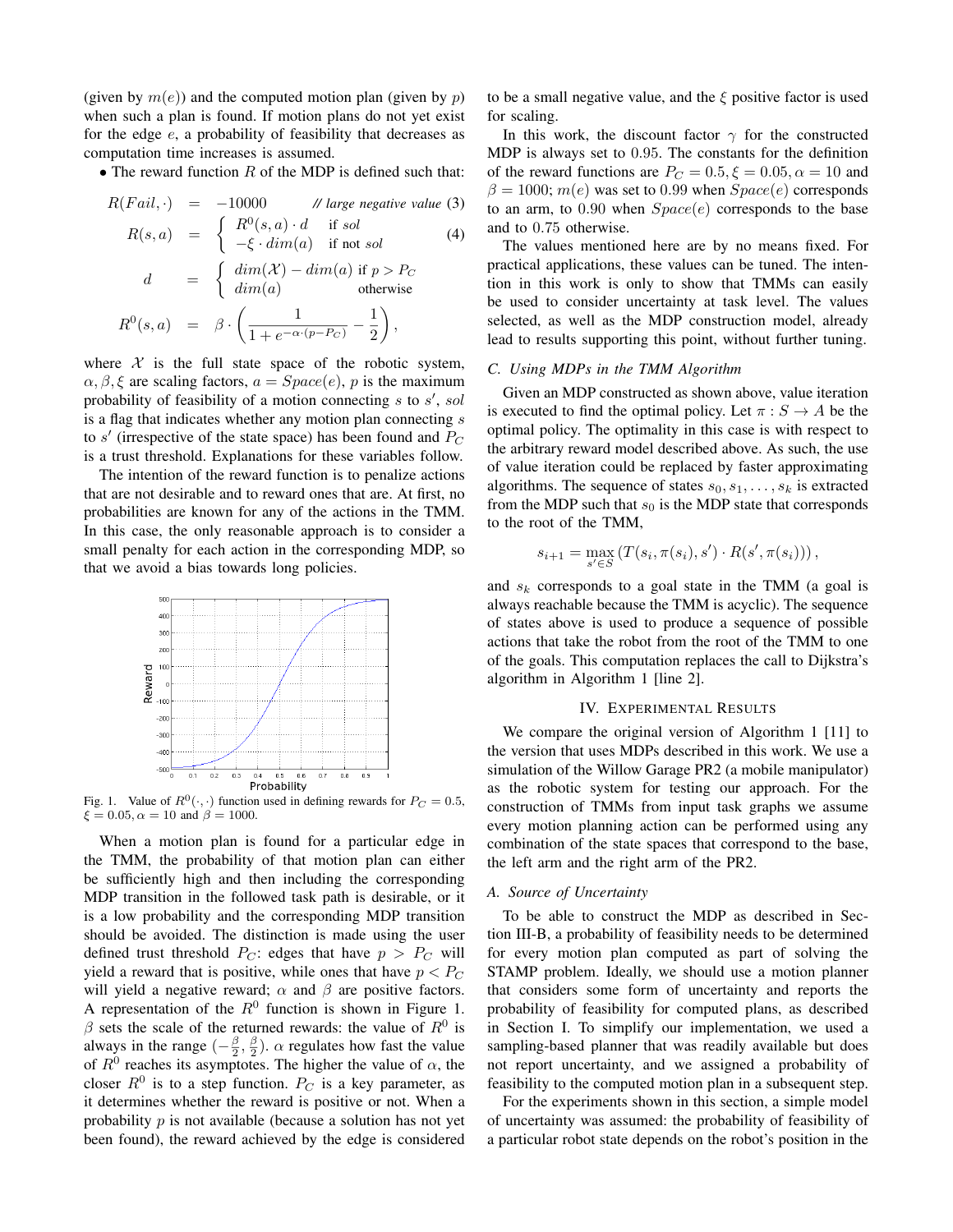(given by $m(e)$) and the computed motion plan (given by $p$) when such a plan is found. If motion plans do not yet exist for the edge $e$, a probability of feasibility that decreases as computation time increases is assumed.

- The reward function $R$ of the MDP is defined such that:

$$R(Fail, \cdot) = -10000 \quad \text{// large negative value} \tag{3}$$

$$R(s,a) = \begin{cases} R^0(s,a) \cdot d & \text{if } sol \\ -\xi \cdot dim(a) & \text{if not } sol \end{cases} \tag{4}$$

$$d = \begin{cases} dim(\mathcal{X}) - dim(a) & \text{if } p > P_C \\ dim(a) & \text{otherwise} \end{cases}$$

$$R^0(s,a) = \beta \cdot \left( \frac{1}{1 + e^{-\alpha \cdot (p - P_C)}} - \frac{1}{2} \right),$$

where $\mathcal{X}$ is the full state space of the robotic system, $\alpha, \beta, \xi$ are scaling factors, $a = Space(e)$, $p$ is the maximum probability of feasibility of a motion connecting $s$ to $s'$, $sol$ is a flag that indicates whether any motion plan connecting $s$ to $s'$ (irrespective of the state space) has been found and $P_C$ is a trust threshold. Explanations for these variables follow.

The intention of the reward function is to penalize actions that are not desirable and to reward ones that are. At first, no probabilities are known for any of the actions in the TMM. In this case, the only reasonable approach is to consider a small penalty for each action in the corresponding MDP, so that we avoid a bias towards long policies.

Fig. 1. Value of $R^0(\cdot,\cdot)$ function used in defining rewards for $P_C = 0.5$, $\xi = 0.05, \alpha = 10$ and $\beta = 1000$.

When a motion plan is found for a particular edge in the TMM, the probability of that motion plan can either be sufficiently high and then including the corresponding MDP transition in the followed task path is desirable, or it is a low probability and the corresponding MDP transition should be avoided. The distinction is made using the user defined trust threshold $P_C$: edges that have $p > P_C$ will yield a reward that is positive, while ones that have $p < P_C$ will yield a negative reward; $\alpha$ and $\beta$ are positive factors. A representation of the $R^0$ function is shown in Figure 1. $\beta$ sets the scale of the returned rewards: the value of $R^0$ is always in the range $(-\frac{\beta}{2}, \frac{\beta}{2})$. $\alpha$ regulates how fast the value of $R^0$ reaches its asymptotes. The higher the value of $\alpha$, the closer $R^0$ is to a step function. $P_C$ is a key parameter, as it determines whether the reward is positive or not. When a probability $p$ is not available (because a solution has not yet been found), the reward achieved by the edge is considered to be a small negative value, and the $\xi$ positive factor is used for scaling.

In this work, the discount factor $\gamma$ for the constructed MDP is always set to 0.95. The constants for the definition of the reward functions are $P_C = 0.5, \xi = 0.05, \alpha = 10$ and $\beta = 1000$; $m(e)$ was set to 0.99 when $Space(e)$ corresponds to an arm, to 0.90 when $Space(e)$ corresponds to the base and to 0.75 otherwise.

The values mentioned here are by no means fixed. For practical applications, these values can be tuned. The intention in this work is only to show that TMMs can easily be used to consider uncertainty at task level. The values selected, as well as the MDP construction model, already lead to results supporting this point, without further tuning.

### C. Using MDPs in the TMM Algorithm

Given an MDP constructed as shown above, value iteration is executed to find the optimal policy. Let $\pi : S \to A$ be the optimal policy. The optimality in this case is with respect to the arbitrary reward model described above. As such, the use of value iteration could be replaced by faster approximating algorithms. The sequence of states $s_0, s_1, \ldots, s_k$ is extracted from the MDP such that $s_0$ is the MDP state that corresponds to the root of the TMM,

$$s_{i+1} = \max_{s' \in S} \left( T(s_i, \pi(s_i), s') \cdot R(s', \pi(s_i)) \right),$$

and $s_k$ corresponds to a goal state in the TMM (a goal is always reachable because the TMM is acyclic). The sequence of states above is used to produce a sequence of possible actions that take the robot from the root of the TMM to one of the goals. This computation replaces the call to Dijkstra's algorithm in Algorithm 1 [line 2].

## IV. Experimental Results

We compare the original version of Algorithm 1 [11] to the version that uses MDPs described in this work. We use a simulation of the Willow Garage PR2 (a mobile manipulator) as the robotic system for testing our approach. For the construction of TMMs from input task graphs we assume every motion planning action can be performed using any combination of the state spaces that correspond to the base, the left arm and the right arm of the PR2.

### A. Source of Uncertainty

To be able to construct the MDP as described in Section III-B, a probability of feasibility needs to be determined for every motion plan computed as part of solving the STAMP problem. Ideally, we should use a motion planner that considers some form of uncertainty and reports the probability of feasibility for computed plans, as described in Section I. To simplify our implementation, we used a sampling-based planner that was readily available but does not report uncertainty, and we assigned a probability of feasibility to the computed motion plan in a subsequent step.

For the experiments shown in this section, a simple model of uncertainty was assumed: the probability of feasibility of a particular robot state depends on the robot's position in the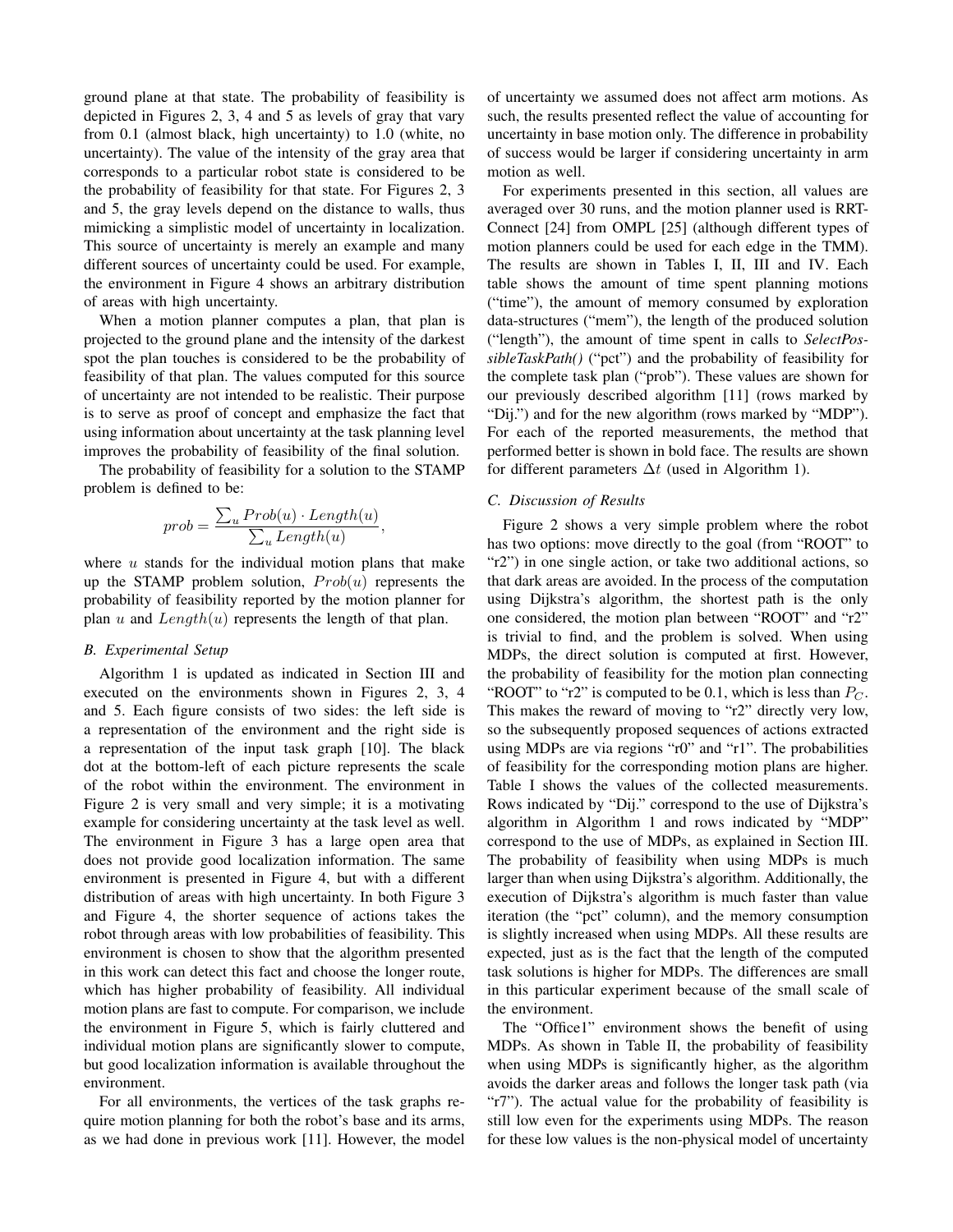ground plane at that state. The probability of feasibility is depicted in Figures 2, 3, 4 and 5 as levels of gray that vary from 0.1 (almost black, high uncertainty) to 1.0 (white, no uncertainty). The value of the intensity of the gray area that corresponds to a particular robot state is considered to be the probability of feasibility for that state. For Figures 2, 3 and 5, the gray levels depend on the distance to walls, thus mimicking a simplistic model of uncertainty in localization. This source of uncertainty is merely an example and many different sources of uncertainty could be used. For example, the environment in Figure 4 shows an arbitrary distribution of areas with high uncertainty.

When a motion planner computes a plan, that plan is projected to the ground plane and the intensity of the darkest spot the plan touches is considered to be the probability of feasibility of that plan. The values computed for this source of uncertainty are not intended to be realistic. Their purpose is to serve as proof of concept and emphasize the fact that using information about uncertainty at the task planning level improves the probability of feasibility of the final solution.

The probability of feasibility for a solution to the STAMP problem is defined to be:

$$prob = \frac{\sum_u Prob(u) \cdot Length(u)}{\sum_u Length(u)},$$

where $u$ stands for the individual motion plans that make up the STAMP problem solution, $Prob(u)$ represents the probability of feasibility reported by the motion planner for plan $u$ and $Length(u)$ represents the length of that plan.

### B. Experimental Setup

Algorithm 1 is updated as indicated in Section III and executed on the environments shown in Figures 2, 3, 4 and 5. Each figure consists of two sides: the left side is a representation of the environment and the right side is a representation of the input task graph [10]. The black dot at the bottom-left of each picture represents the scale of the robot within the environment. The environment in Figure 2 is very small and very simple; it is a motivating example for considering uncertainty at the task level as well. The environment in Figure 3 has a large open area that does not provide good localization information. The same environment is presented in Figure 4, but with a different distribution of areas with high uncertainty. In both Figure 3 and Figure 4, the shorter sequence of actions takes the robot through areas with low probabilities of feasibility. This environment is chosen to show that the algorithm presented in this work can detect this fact and choose the longer route, which has higher probability of feasibility. All individual motion plans are fast to compute. For comparison, we include the environment in Figure 5, which is fairly cluttered and individual motion plans are significantly slower to compute, but good localization information is available throughout the environment.

For all environments, the vertices of the task graphs require motion planning for both the robot's base and its arms, as we had done in previous work [11]. However, the model of uncertainty we assumed does not affect arm motions. As such, the results presented reflect the value of accounting for uncertainty in base motion only. The difference in probability of success would be larger if considering uncertainty in arm motion as well.

For experiments presented in this section, all values are averaged over 30 runs, and the motion planner used is RRT-Connect [24] from OMPL [25] (although different types of motion planners could be used for each edge in the TMM). The results are shown in Tables I, II, III and IV. Each table shows the amount of time spent planning motions ("time"), the amount of memory consumed by exploration data-structures ("mem"), the length of the produced solution ("length"), the amount of time spent in calls to *SelectPossibleTaskPath()* ("pct") and the probability of feasibility for the complete task plan ("prob"). These values are shown for our previously described algorithm [11] (rows marked by "Dij.") and for the new algorithm (rows marked by "MDP"). For each of the reported measurements, the method that performed better is shown in bold face. The results are shown for different parameters $\Delta t$ (used in Algorithm 1).

### C. Discussion of Results

Figure 2 shows a very simple problem where the robot has two options: move directly to the goal (from "ROOT" to "r2") in one single action, or take two additional actions, so that dark areas are avoided. In the process of the computation using Dijkstra's algorithm, the shortest path is the only one considered, the motion plan between "ROOT" and "r2" is trivial to find, and the problem is solved. When using MDPs, the direct solution is computed at first. However, the probability of feasibility for the motion plan connecting "ROOT" to "r2" is computed to be 0.1, which is less than $P_C$. This makes the reward of moving to "r2" directly very low, so the subsequently proposed sequences of actions extracted using MDPs are via regions "r0" and "r1". The probabilities of feasibility for the corresponding motion plans are higher. Table I shows the values of the collected measurements. Rows indicated by "Dij." correspond to the use of Dijkstra's algorithm in Algorithm 1 and rows indicated by "MDP" correspond to the use of MDPs, as explained in Section III. The probability of feasibility when using MDPs is much larger than when using Dijkstra's algorithm. Additionally, the execution of Dijkstra's algorithm is much faster than value iteration (the "pct" column), and the memory consumption is slightly increased when using MDPs. All these results are expected, just as is the fact that the length of the computed task solutions is higher for MDPs. The differences are small in this particular experiment because of the small scale of the environment.

The "Office1" environment shows the benefit of using MDPs. As shown in Table II, the probability of feasibility when using MDPs is significantly higher, as the algorithm avoids the darker areas and follows the longer task path (via "r7"). The actual value for the probability of feasibility is still low even for the experiments using MDPs. The reason for these low values is the non-physical model of uncertainty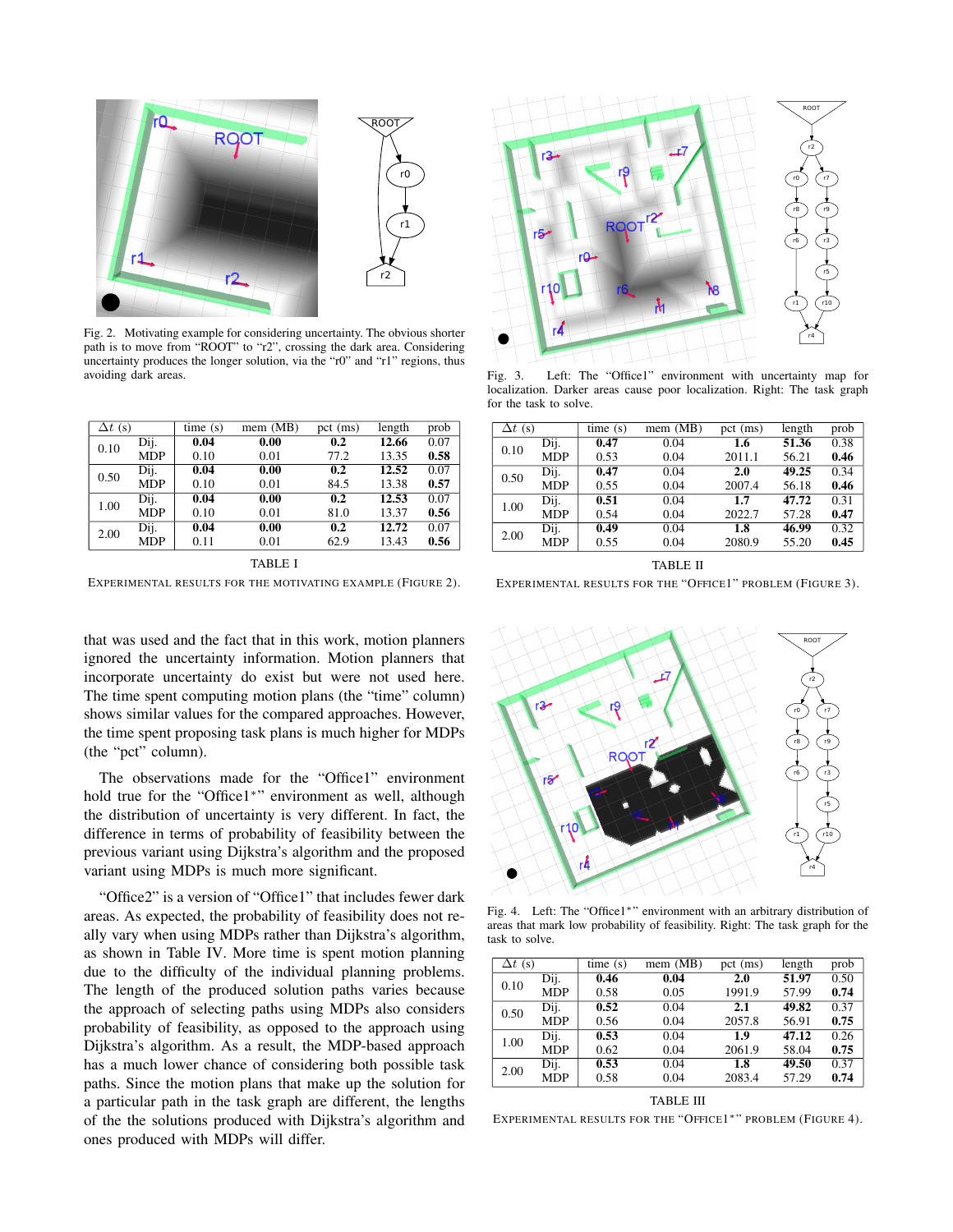Fig. 2. Motivating example for considering uncertainty. The obvious shorter path is to move from "ROOT" to "r2", crossing the dark area. Considering uncertainty produces the longer solution, via the "r0" and "r1" regions, thus avoiding dark areas.

| $\Delta t$ (s) | | time (s) | mem (MB) | pct (ms) | length | prob |
|---|---|---|---|---|---|---|
| 0.10 | Dij. | **0.04** | **0.00** | **0.2** | **12.66** | 0.07 |
| | MDP | 0.10 | 0.01 | 77.2 | 13.35 | **0.58** |
| 0.50 | Dij. | **0.04** | **0.00** | **0.2** | **12.52** | 0.07 |
| | MDP | 0.10 | 0.01 | 84.5 | 13.38 | **0.57** |
| 1.00 | Dij. | **0.04** | **0.00** | **0.2** | **12.53** | 0.07 |
| | MDP | 0.10 | 0.01 | 81.0 | 13.37 | **0.56** |
| 2.00 | Dij. | **0.04** | **0.00** | **0.2** | **12.72** | 0.07 |
| | MDP | 0.11 | 0.01 | 62.9 | 13.43 | **0.56** |

TABLE I

EXPERIMENTAL RESULTS FOR THE MOTIVATING EXAMPLE (FIGURE 2).

that was used and the fact that in this work, motion planners ignored the uncertainty information. Motion planners that incorporate uncertainty do exist but were not used here. The time spent computing motion plans (the "time" column) shows similar values for the compared approaches. However, the time spent proposing task plans is much higher for MDPs (the "pct" column).

The observations made for the "Office1" environment hold true for the "Office1*" environment as well, although the distribution of uncertainty is very different. In fact, the difference in terms of probability of feasibility between the previous variant using Dijkstra's algorithm and the proposed variant using MDPs is much more significant.

"Office2" is a version of "Office1" that includes fewer dark areas. As expected, the probability of feasibility does not really vary when using MDPs rather than Dijkstra's algorithm, as shown in Table IV. More time is spent motion planning due to the difficulty of the individual planning problems. The length of the produced solution paths varies because the approach of selecting paths using MDPs also considers probability of feasibility, as opposed to the approach using Dijkstra's algorithm. As a result, the MDP-based approach has a much lower chance of considering both possible task paths. Since the motion plans that make up the solution for a particular path in the task graph are different, the lengths of the the solutions produced with Dijkstra's algorithm and ones produced with MDPs will differ.

Fig. 3. Left: The "Office1" environment with uncertainty map for localization. Darker areas cause poor localization. Right: The task graph for the task to solve.

| $\Delta t$ (s) | | time (s) | mem (MB) | pct (ms) | length | prob |
|---|---|---|---|---|---|---|
| 0.10 | Dij. | **0.47** | 0.04 | **1.6** | **51.36** | 0.38 |
| | MDP | 0.53 | 0.04 | 2011.1 | 56.21 | **0.46** |
| 0.50 | Dij. | **0.47** | 0.04 | **2.0** | **49.25** | 0.34 |
| | MDP | 0.55 | 0.04 | 2007.4 | 56.18 | **0.46** |
| 1.00 | Dij. | **0.51** | 0.04 | **1.7** | **47.72** | 0.31 |
| | MDP | 0.54 | 0.04 | 2022.7 | 57.28 | **0.47** |
| 2.00 | Dij. | **0.49** | 0.04 | **1.8** | **46.99** | 0.32 |
| | MDP | 0.55 | 0.04 | 2080.9 | 55.20 | **0.45** |

TABLE II

EXPERIMENTAL RESULTS FOR THE "OFFICE1" PROBLEM (FIGURE 3).

Fig. 4. Left: The "Office1*" environment with an arbitrary distribution of areas that mark low probability of feasibility. Right: The task graph for the task to solve.

| $\Delta t$ (s) | | time (s) | mem (MB) | pct (ms) | length | prob |
|---|---|---|---|---|---|---|
| 0.10 | Dij. | **0.46** | **0.04** | **2.0** | **51.97** | 0.50 |
| | MDP | 0.58 | 0.05 | 1991.9 | 57.99 | **0.74** |
| 0.50 | Dij. | **0.52** | 0.04 | **2.1** | **49.82** | 0.37 |
| | MDP | 0.56 | 0.04 | 2057.8 | 56.91 | **0.75** |
| 1.00 | Dij. | **0.53** | 0.04 | **1.9** | **47.12** | 0.26 |
| | MDP | 0.62 | 0.04 | 2061.9 | 58.04 | **0.75** |
| 2.00 | Dij. | **0.53** | 0.04 | **1.8** | **49.50** | 0.37 |
| | MDP | 0.58 | 0.04 | 2083.4 | 57.29 | **0.74** |

TABLE III

EXPERIMENTAL RESULTS FOR THE "OFFICE1*" PROBLEM (FIGURE 4).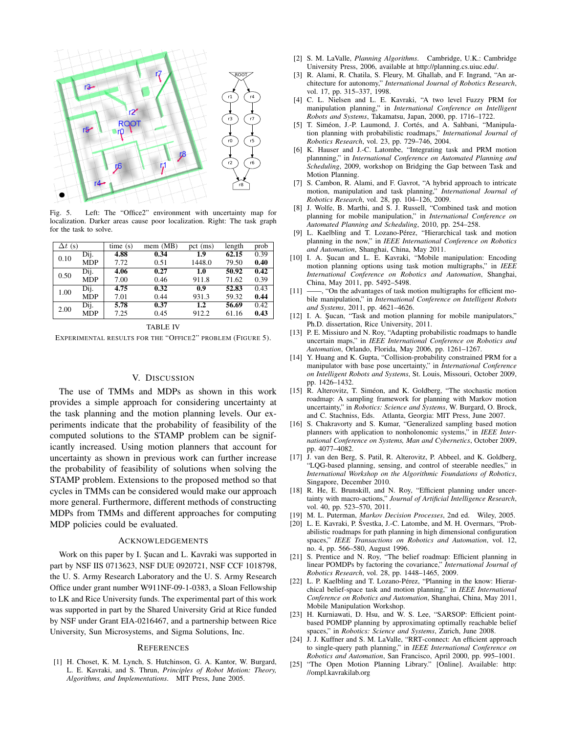Fig. 5. Left: The "Office2" environment with uncertainty map for localization. Darker areas cause poor localization. Right: The task graph for the task to solve.

| $\Delta t$ (s) | | time (s) | mem (MB) | pct (ms) | length | prob |
|---|---|---|---|---|---|---|
| 0.10 | Dij. | **4.88** | **0.34** | **1.9** | **62.15** | 0.39 |
| | MDP | 7.72 | 0.51 | 1448.0 | 79.50 | **0.40** |
| 0.50 | Dij. | **4.06** | **0.27** | **1.0** | **50.92** | **0.42** |
| | MDP | 7.00 | 0.46 | 911.8 | 71.62 | 0.39 |
| 1.00 | Dij. | **4.75** | **0.32** | **0.9** | **52.83** | 0.43 |
| | MDP | 7.01 | 0.44 | 931.3 | 59.32 | **0.44** |
| 2.00 | Dij. | **5.78** | **0.37** | **1.2** | **56.69** | 0.42 |
| | MDP | 7.25 | 0.45 | 912.2 | 61.16 | **0.43** |

TABLE IV

EXPERIMENTAL RESULTS FOR THE "OFFICE2" PROBLEM (FIGURE 5).

## V. DISCUSSION

The use of TMMs and MDPs as shown in this work provides a simple approach for considering uncertainty at the task planning and the motion planning levels. Our experiments indicate that the probability of feasibility of the computed solutions to the STAMP problem can be significantly increased. Using motion planners that account for uncertainty as shown in previous work can further increase the probability of feasibility of solutions when solving the STAMP problem. Extensions to the proposed method so that cycles in TMMs can be considered would make our approach more general. Furthermore, different methods of constructing MDPs from TMMs and different approaches for computing MDP policies could be evaluated.

## ACKNOWLEDGEMENTS

Work on this paper by I. Şucan and L. Kavraki was supported in part by NSF IIS 0713623, NSF DUE 0920721, NSF CCF 1018798, the U. S. Army Research Laboratory and the U. S. Army Research Office under grant number W911NF-09-1-0383, a Sloan Fellowship to LK and Rice University funds. The experimental part of this work was supported in part by the Shared University Grid at Rice funded by NSF under Grant EIA-0216467, and a partnership between Rice University, Sun Microsystems, and Sigma Solutions, Inc.

## REFERENCES

[1] H. Choset, K. M. Lynch, S. Hutchinson, G. A. Kantor, W. Burgard, L. E. Kavraki, and S. Thrun, *Principles of Robot Motion: Theory, Algorithms, and Implementations*. MIT Press, June 2005.

[2] S. M. LaValle, *Planning Algorithms*. Cambridge, U.K.: Cambridge University Press, 2006, available at http://planning.cs.uiuc.edu/.

[3] R. Alami, R. Chatila, S. Fleury, M. Ghallab, and F. Ingrand, "An architecture for autonomy," *International Journal of Robotics Research*, vol. 17, pp. 315–337, 1998.

[4] C. L. Nielsen and L. E. Kavraki, "A two level Fuzzy PRM for manipulation planning," in *International Conference on Intelligent Robots and Systems*, Takamatsu, Japan, 2000, pp. 1716–1722.

[5] T. Siméon, J.-P. Laumond, J. Cortés, and A. Sahbani, "Manipulation planning with probabilistic roadmaps," *International Journal of Robotics Research*, vol. 23, pp. 729–746, 2004.

[6] K. Hauser and J.-C. Latombe, "Integrating task and PRM motion plannning," in *International Conference on Automated Planning and Scheduling*, 2009, workshop on Bridging the Gap between Task and Motion Planning.

[7] S. Cambon, R. Alami, and F. Gavrot, "A hybrid approach to intricate motion, manipulation and task planning," *International Journal of Robotics Research*, vol. 28, pp. 104–126, 2009.

[8] J. Wolfe, B. Marthi, and S. J. Russell, "Combined task and motion planning for mobile manipulation," in *International Conference on Automated Planning and Scheduling*, 2010, pp. 254–258.

[9] L. Kaelbling and T. Lozano-Pérez, "Hierarchical task and motion planning in the now," in *IEEE International Conference on Robotics and Automation*, Shanghai, China, May 2011.

[10] I. A. Şucan and L. E. Kavraki, "Mobile manipulation: Encoding motion planning options using task motion multigraphs," in *IEEE International Conference on Robotics and Automation*, Shanghai, China, May 2011, pp. 5492–5498.

[11] ——, "On the advantages of task motion multigraphs for efficient mobile manipulation," in *International Conference on Intelligent Robots and Systems*, 2011, pp. 4621–4626.

[12] I. A. Şucan, "Task and motion planning for mobile manipulators," Ph.D. dissertation, Rice University, 2011.

[13] P. E. Missiuro and N. Roy, "Adapting probabilistic roadmaps to handle uncertain maps," in *IEEE International Conference on Robotics and Automation*, Orlando, Florida, May 2006, pp. 1261–1267.

[14] Y. Huang and K. Gupta, "Collision-probability constrained PRM for a manipulator with base pose uncertainty," in *International Conference on Intelligent Robots and Systems*, St. Louis, Missouri, October 2009, pp. 1426–1432.

[15] R. Alterovitz, T. Siméon, and K. Goldberg, "The stochastic motion roadmap: A sampling framework for planning with Markov motion uncertainty," in *Robotics: Science and Systems*, W. Burgard, O. Brock, and C. Stachniss, Eds. Atlanta, Georgia: MIT Press, June 2007.

[16] S. Chakravorty and S. Kumar, "Generalized sampling based motion planners with application to nonholonomic systems," in *IEEE International Conference on Systems, Man and Cybernetics*, October 2009, pp. 4077–4082.

[17] J. van den Berg, S. Patil, R. Alterovitz, P. Abbeel, and K. Goldberg, "LQG-based planning, sensing, and control of steerable needles," in *International Workshop on the Algorithmic Foundations of Robotics*, Singapore, December 2010.

[18] R. He, E. Brunskill, and N. Roy, "Efficient planning under uncertainty with macro-actions," *Journal of Artificial Intelligence Research*, vol. 40, pp. 523–570, 2011.

[19] M. L. Puterman, *Markov Decision Processes*, 2nd ed. Wiley, 2005.

[20] L. E. Kavraki, P. Švestka, J.-C. Latombe, and M. H. Overmars, "Probabilistic roadmaps for path planning in high dimensional configuration spaces," *IEEE Transactions on Robotics and Automation*, vol. 12, no. 4, pp. 566–580, August 1996.

[21] S. Prentice and N. Roy, "The belief roadmap: Efficient planning in linear POMDPs by factoring the covariance," *International Journal of Robotics Research*, vol. 28, pp. 1448–1465, 2009.

[22] L. P. Kaelbling and T. Lozano-Pérez, "Planning in the know: Hierarchical belief-space task and motion planning," in *IEEE International Conference on Robotics and Automation*, Shanghai, China, May 2011, Mobile Manipulation Workshop.

[23] H. Kurniawati, D. Hsu, and W. S. Lee, "SARSOP: Efficient point-based POMDP planning by approximating optimally reachable belief spaces," in *Robotics: Science and Systems*, Zurich, June 2008.

[24] J. J. Kuffner and S. M. LaValle, "RRT-connect: An efficient approach to single-query path planning," in *IEEE International Conference on Robotics and Automation*, San Francisco, April 2000, pp. 995–1001.

[25] "The Open Motion Planning Library." [Online]. Available: http://ompl.kavrakilab.org